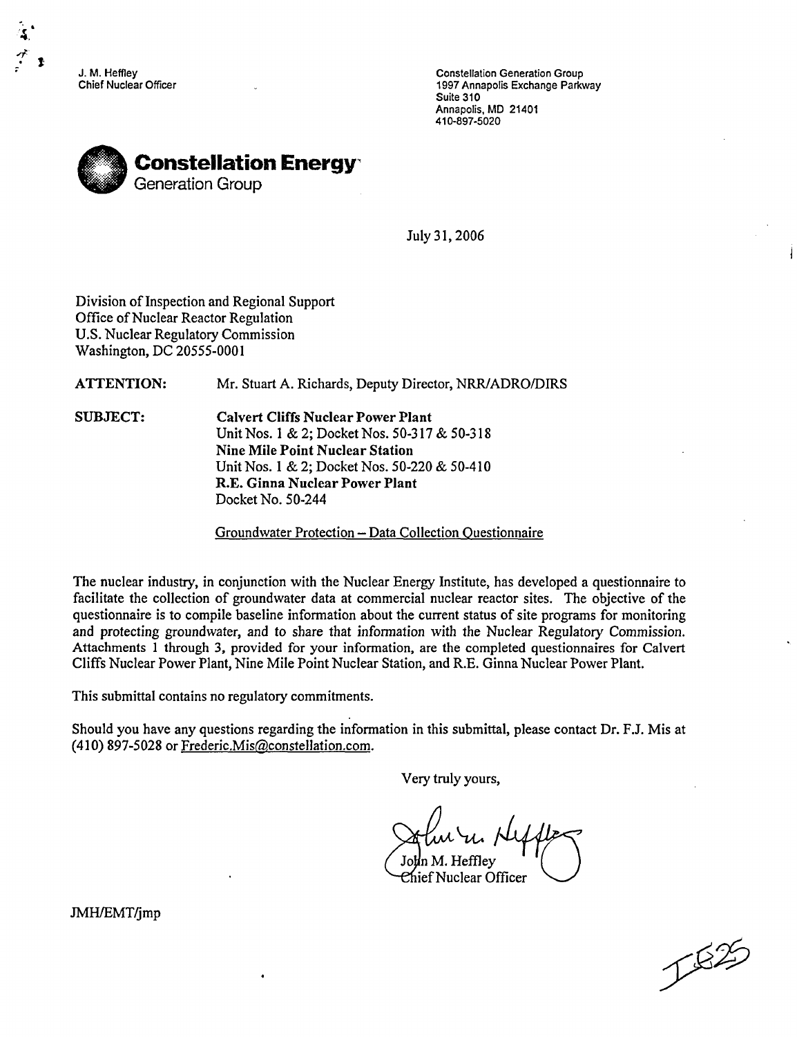J. M. Heffley
Chief Nuclear Officer

Constellation Generation Group
1997 Annapolis Exchange Parkway
Suite 310
Annapolis, MD 21401
410-897-5020

**Constellation Energy**
Generation Group

July 31, 2006

Division of Inspection and Regional Support
Office of Nuclear Reactor Regulation
U.S. Nuclear Regulatory Commission
Washington, DC 20555-0001

**ATTENTION:** Mr. Stuart A. Richards, Deputy Director, NRR/ADRO/DIRS

**SUBJECT:** **Calvert Cliffs Nuclear Power Plant**
Unit Nos. 1 & 2; Docket Nos. 50-317 & 50-318
**Nine Mile Point Nuclear Station**
Unit Nos. 1 & 2; Docket Nos. 50-220 & 50-410
**R.E. Ginna Nuclear Power Plant**
Docket No. 50-244

Groundwater Protection – Data Collection Questionnaire

The nuclear industry, in conjunction with the Nuclear Energy Institute, has developed a questionnaire to facilitate the collection of groundwater data at commercial nuclear reactor sites. The objective of the questionnaire is to compile baseline information about the current status of site programs for monitoring and protecting groundwater, and to share that information with the Nuclear Regulatory Commission. Attachments 1 through 3, provided for your information, are the completed questionnaires for Calvert Cliffs Nuclear Power Plant, Nine Mile Point Nuclear Station, and R.E. Ginna Nuclear Power Plant.

This submittal contains no regulatory commitments.

Should you have any questions regarding the information in this submittal, please contact Dr. F.J. Mis at (410) 897-5028 or Frederic.Mis@constellation.com.

Very truly yours,

John M. Heffley
Chief Nuclear Officer

JMH/EMT/jmp

IE25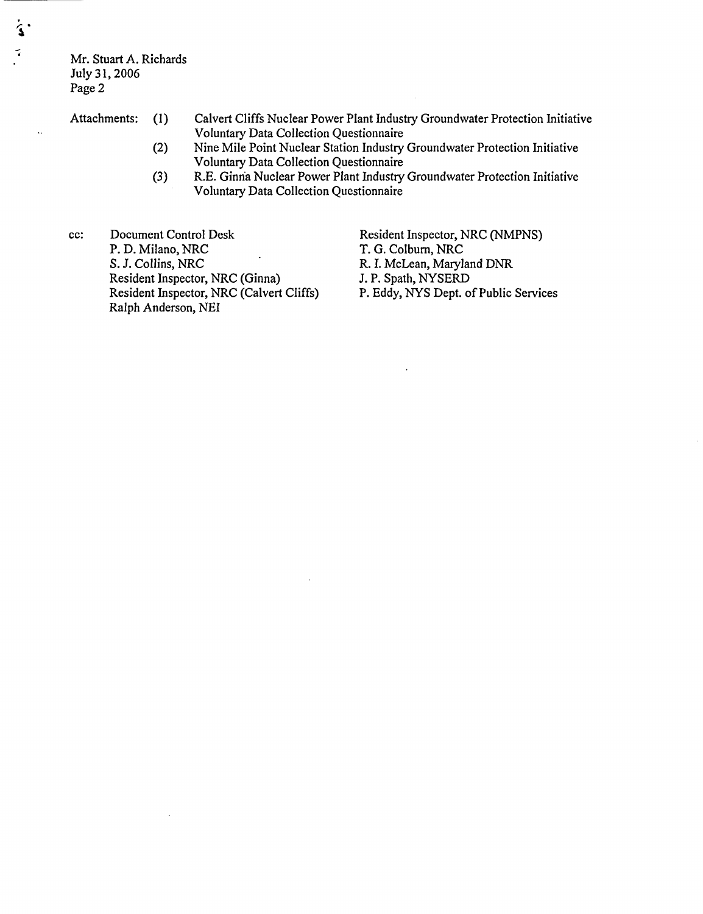Mr. Stuart A. Richards
July 31, 2006
Page 2

Attachments:

(1) Calvert Cliffs Nuclear Power Plant Industry Groundwater Protection Initiative Voluntary Data Collection Questionnaire
(2) Nine Mile Point Nuclear Station Industry Groundwater Protection Initiative Voluntary Data Collection Questionnaire
(3) R.E. Ginna Nuclear Power Plant Industry Groundwater Protection Initiative Voluntary Data Collection Questionnaire

cc:

Document Control Desk
P. D. Milano, NRC
S. J. Collins, NRC
Resident Inspector, NRC (Ginna)
Resident Inspector, NRC (Calvert Cliffs)
Ralph Anderson, NEI
Resident Inspector, NRC (NMPNS)
T. G. Colburn, NRC
R. I. McLean, Maryland DNR
J. P. Spath, NYSERD
P. Eddy, NYS Dept. of Public Services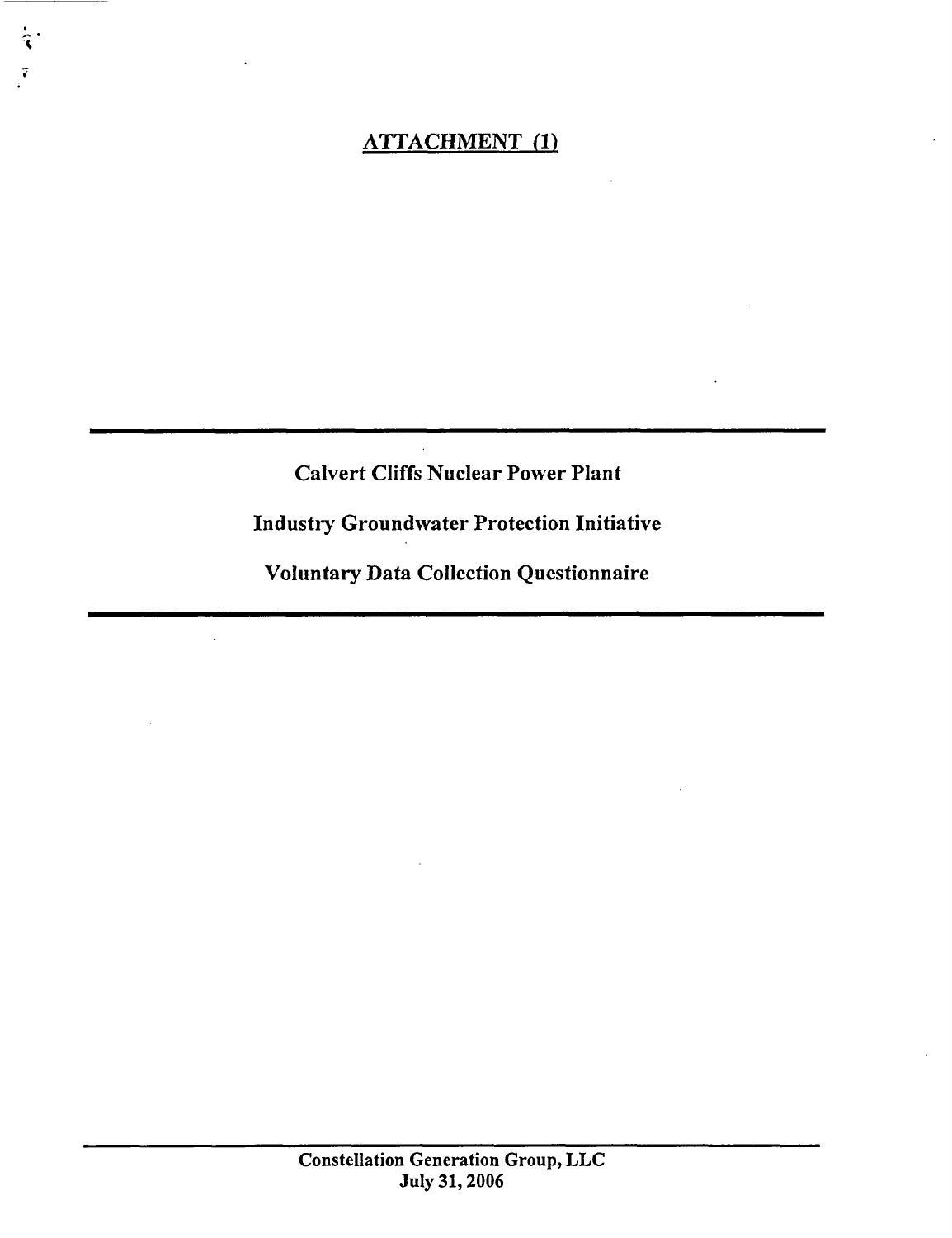## ATTACHMENT (1)

---

**Calvert Cliffs Nuclear Power Plant**

**Industry Groundwater Protection Initiative**

**Voluntary Data Collection Questionnaire**

---

**Constellation Generation Group, LLC**
**July 31, 2006**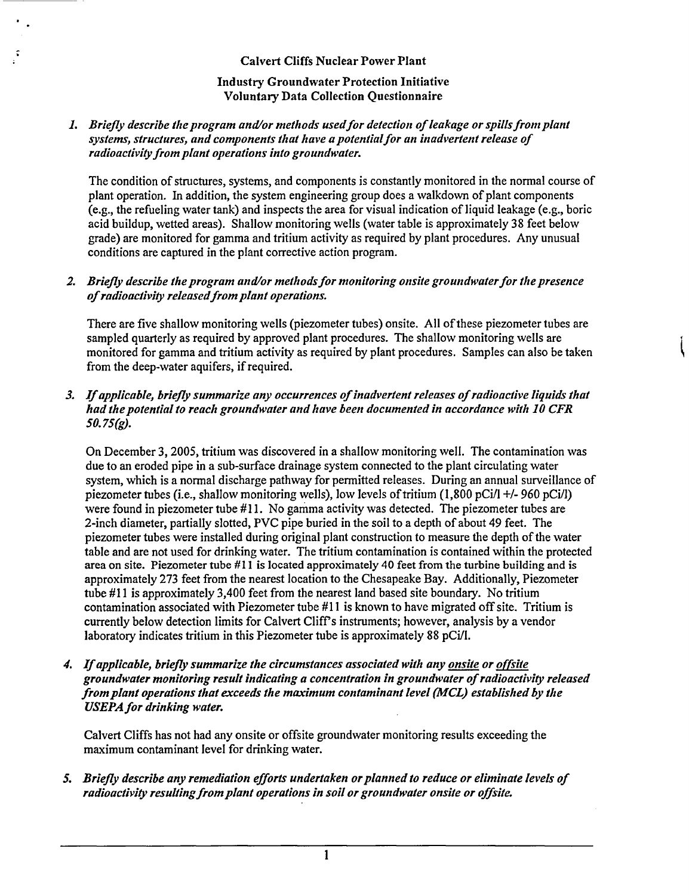Calvert Cliffs Nuclear Power Plant

Industry Groundwater Protection Initiative
Voluntary Data Collection Questionnaire

1. *Briefly describe the program and/or methods used for detection of leakage or spills from plant systems, structures, and components that have a potential for an inadvertent release of radioactivity from plant operations into groundwater.*

   The condition of structures, systems, and components is constantly monitored in the normal course of plant operation. In addition, the system engineering group does a walkdown of plant components (e.g., the refueling water tank) and inspects the area for visual indication of liquid leakage (e.g., boric acid buildup, wetted areas). Shallow monitoring wells (water table is approximately 38 feet below grade) are monitored for gamma and tritium activity as required by plant procedures. Any unusual conditions are captured in the plant corrective action program.

2. *Briefly describe the program and/or methods for monitoring onsite groundwater for the presence of radioactivity released from plant operations.*

   There are five shallow monitoring wells (piezometer tubes) onsite. All of these piezometer tubes are sampled quarterly as required by approved plant procedures. The shallow monitoring wells are monitored for gamma and tritium activity as required by plant procedures. Samples can also be taken from the deep-water aquifers, if required.

3. *If applicable, briefly summarize any occurrences of inadvertent releases of radioactive liquids that had the potential to reach groundwater and have been documented in accordance with 10 CFR 50.75(g).*

   On December 3, 2005, tritium was discovered in a shallow monitoring well. The contamination was due to an eroded pipe in a sub-surface drainage system connected to the plant circulating water system, which is a normal discharge pathway for permitted releases. During an annual surveillance of piezometer tubes (i.e., shallow monitoring wells), low levels of tritium (1,800 pCi/l +/- 960 pCi/l) were found in piezometer tube #11. No gamma activity was detected. The piezometer tubes are 2-inch diameter, partially slotted, PVC pipe buried in the soil to a depth of about 49 feet. The piezometer tubes were installed during original plant construction to measure the depth of the water table and are not used for drinking water. The tritium contamination is contained within the protected area on site. Piezometer tube #11 is located approximately 40 feet from the turbine building and is approximately 273 feet from the nearest location to the Chesapeake Bay. Additionally, Piezometer tube #11 is approximately 3,400 feet from the nearest land based site boundary. No tritium contamination associated with Piezometer tube #11 is known to have migrated off site. Tritium is currently below detection limits for Calvert Cliff's instruments; however, analysis by a vendor laboratory indicates tritium in this Piezometer tube is approximately 88 pCi/l.

4. *If applicable, briefly summarize the circumstances associated with any onsite or offsite groundwater monitoring result indicating a concentration in groundwater of radioactivity released from plant operations that exceeds the maximum contaminant level (MCL) established by the USEPA for drinking water.*

   Calvert Cliffs has not had any onsite or offsite groundwater monitoring results exceeding the maximum contaminant level for drinking water.

5. *Briefly describe any remediation efforts undertaken or planned to reduce or eliminate levels of radioactivity resulting from plant operations in soil or groundwater onsite or offsite.*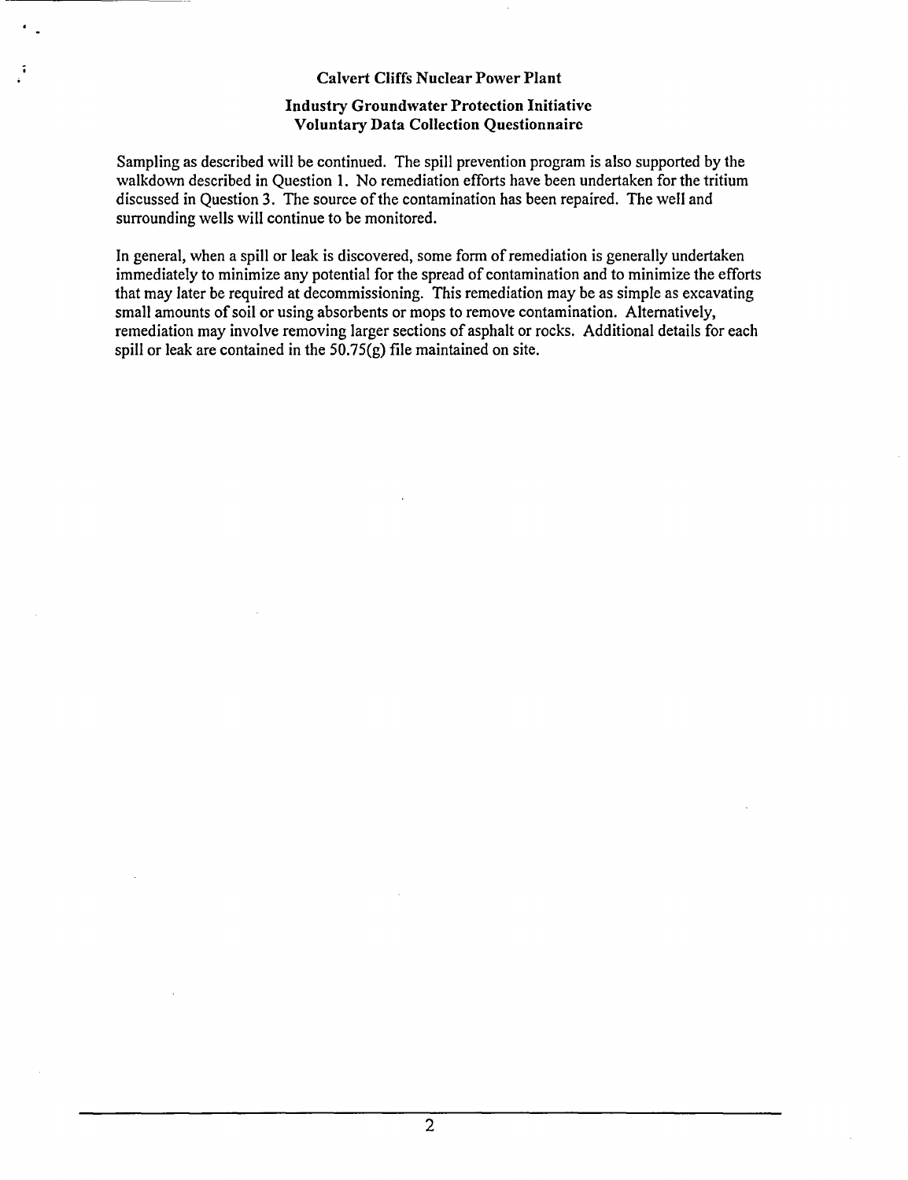**Calvert Cliffs Nuclear Power Plant**

**Industry Groundwater Protection Initiative**
**Voluntary Data Collection Questionnaire**

Sampling as described will be continued. The spill prevention program is also supported by the walkdown described in Question 1. No remediation efforts have been undertaken for the tritium discussed in Question 3. The source of the contamination has been repaired. The well and surrounding wells will continue to be monitored.

In general, when a spill or leak is discovered, some form of remediation is generally undertaken immediately to minimize any potential for the spread of contamination and to minimize the efforts that may later be required at decommissioning. This remediation may be as simple as excavating small amounts of soil or using absorbents or mops to remove contamination. Alternatively, remediation may involve removing larger sections of asphalt or rocks. Additional details for each spill or leak are contained in the 50.75(g) file maintained on site.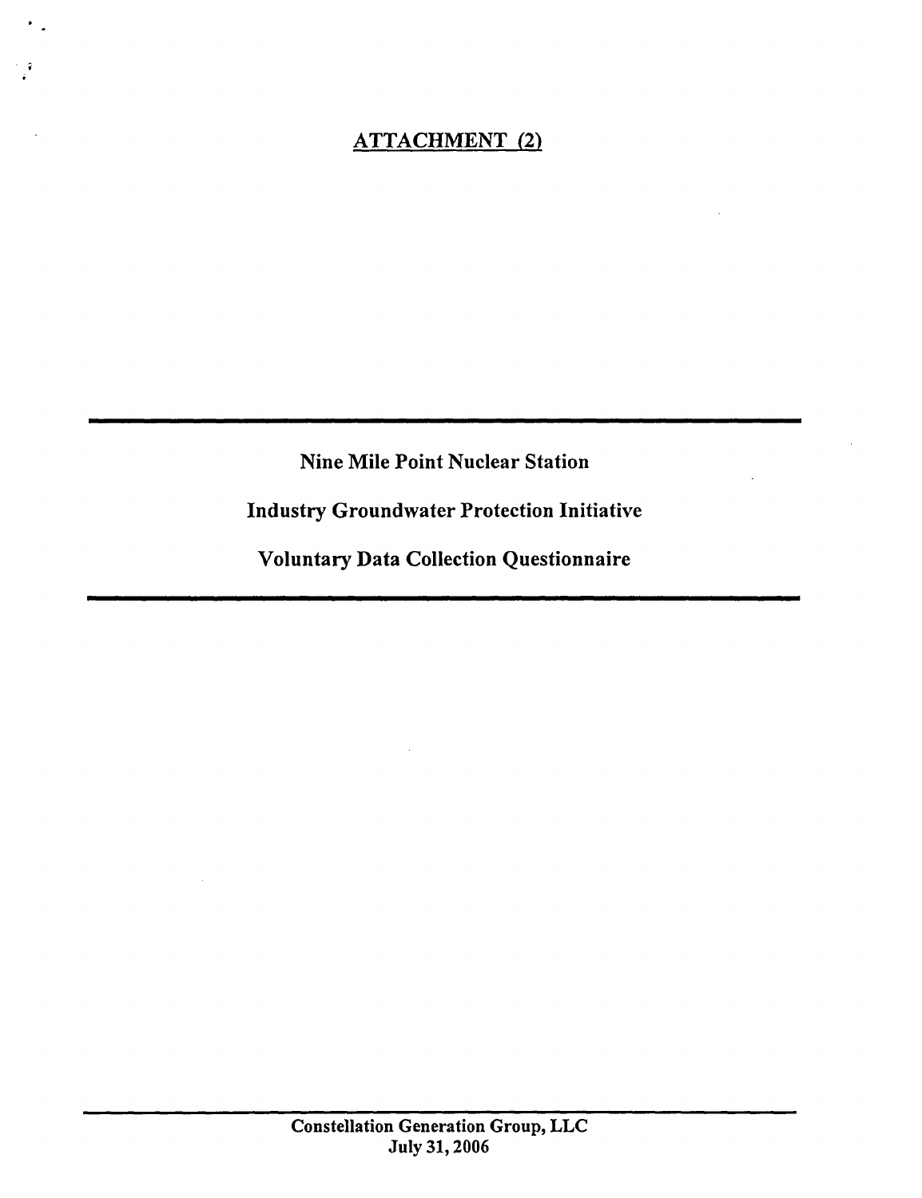ATTACHMENT (2)

---

Nine Mile Point Nuclear Station

Industry Groundwater Protection Initiative

Voluntary Data Collection Questionnaire

---

Constellation Generation Group, LLC
July 31, 2006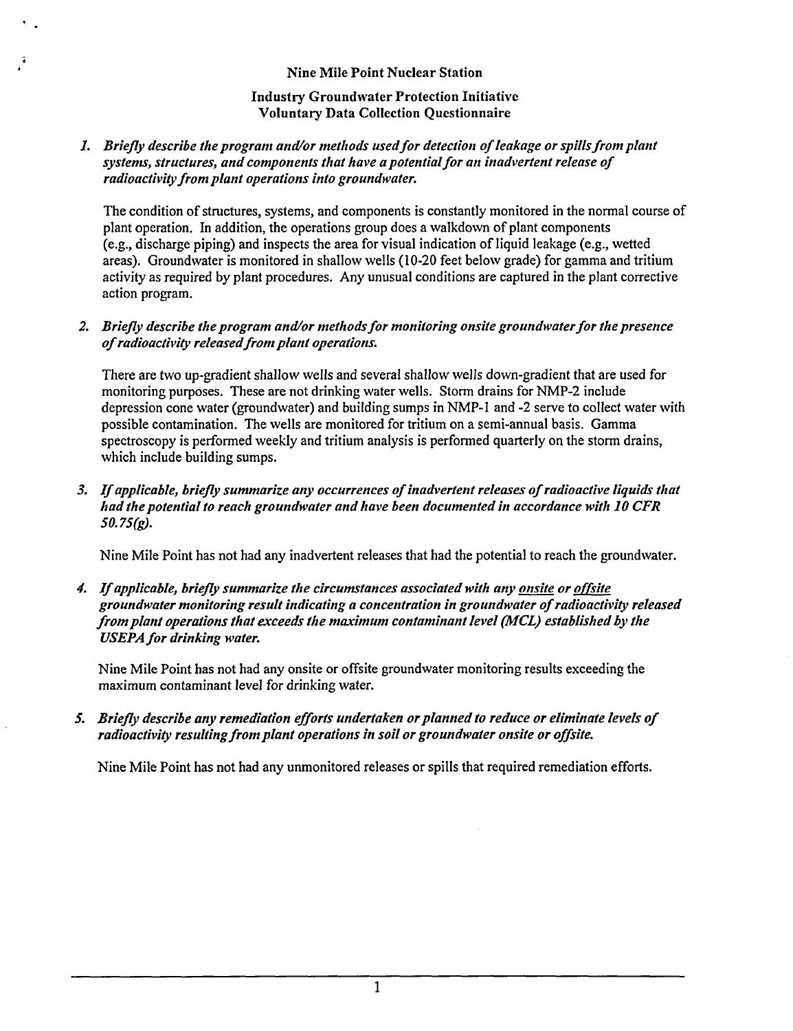# Nine Mile Point Nuclear Station

## Industry Groundwater Protection Initiative
## Voluntary Data Collection Questionnaire

1. *Briefly describe the program and/or methods used for detection of leakage or spills from plant systems, structures, and components that have a potential for an inadvertent release of radioactivity from plant operations into groundwater.*

   The condition of structures, systems, and components is constantly monitored in the normal course of plant operation. In addition, the operations group does a walkdown of plant components (e.g., discharge piping) and inspects the area for visual indication of liquid leakage (e.g., wetted areas). Groundwater is monitored in shallow wells (10-20 feet below grade) for gamma and tritium activity as required by plant procedures. Any unusual conditions are captured in the plant corrective action program.

2. *Briefly describe the program and/or methods for monitoring onsite groundwater for the presence of radioactivity released from plant operations.*

   There are two up-gradient shallow wells and several shallow wells down-gradient that are used for monitoring purposes. These are not drinking water wells. Storm drains for NMP-2 include depression cone water (groundwater) and building sumps in NMP-1 and -2 serve to collect water with possible contamination. The wells are monitored for tritium on a semi-annual basis. Gamma spectroscopy is performed weekly and tritium analysis is performed quarterly on the storm drains, which include building sumps.

3. *If applicable, briefly summarize any occurrences of inadvertent releases of radioactive liquids that had the potential to reach groundwater and have been documented in accordance with 10 CFR 50.75(g).*

   Nine Mile Point has not had any inadvertent releases that had the potential to reach the groundwater.

4. *If applicable, briefly summarize the circumstances associated with any <u>onsite</u> or <u>offsite</u> groundwater monitoring result indicating a concentration in groundwater of radioactivity released from plant operations that exceeds the maximum contaminant level (MCL) established by the USEPA for drinking water.*

   Nine Mile Point has not had any onsite or offsite groundwater monitoring results exceeding the maximum contaminant level for drinking water.

5. *Briefly describe any remediation efforts undertaken or planned to reduce or eliminate levels of radioactivity resulting from plant operations in soil or groundwater onsite or offsite.*

   Nine Mile Point has not had any unmonitored releases or spills that required remediation efforts.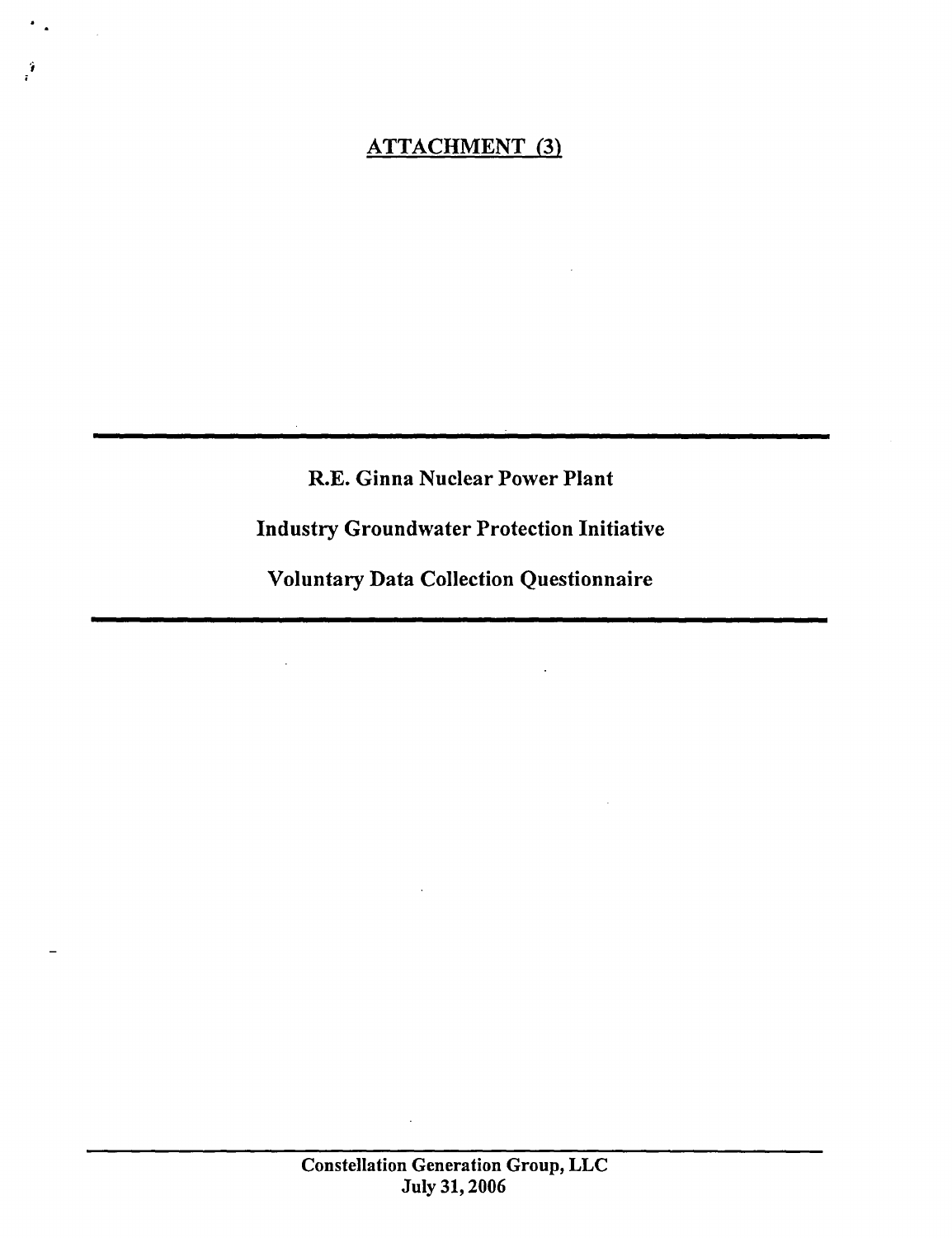ATTACHMENT (3)

---

# R.E. Ginna Nuclear Power Plant

# Industry Groundwater Protection Initiative

# Voluntary Data Collection Questionnaire

---

Constellation Generation Group, LLC
July 31, 2006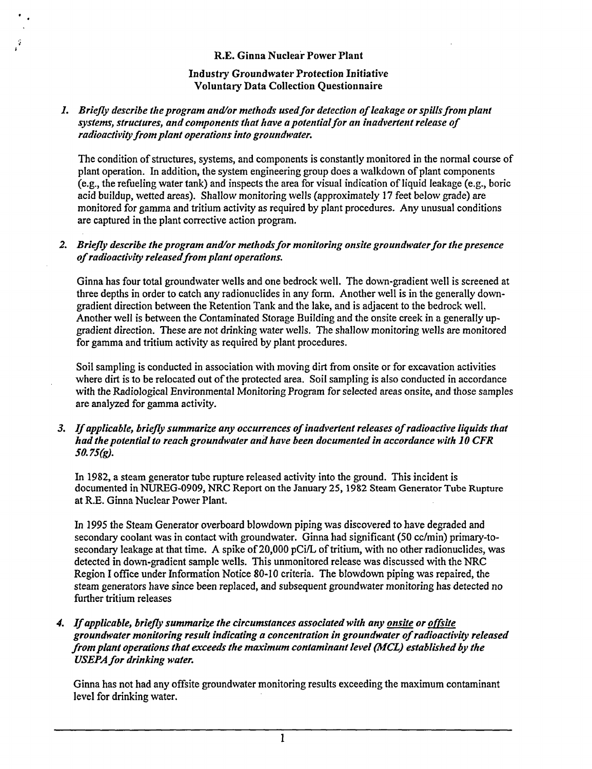**R.E. Ginna Nuclear Power Plant**

**Industry Groundwater Protection Initiative**
**Voluntary Data Collection Questionnaire**

1. *Briefly describe the program and/or methods used for detection of leakage or spills from plant systems, structures, and components that have a potential for an inadvertent release of radioactivity from plant operations into groundwater.*

   The condition of structures, systems, and components is constantly monitored in the normal course of plant operation. In addition, the system engineering group does a walkdown of plant components (e.g., the refueling water tank) and inspects the area for visual indication of liquid leakage (e.g., boric acid buildup, wetted areas). Shallow monitoring wells (approximately 17 feet below grade) are monitored for gamma and tritium activity as required by plant procedures. Any unusual conditions are captured in the plant corrective action program.

2. *Briefly describe the program and/or methods for monitoring onsite groundwater for the presence of radioactivity released from plant operations.*

   Ginna has four total groundwater wells and one bedrock well. The down-gradient well is screened at three depths in order to catch any radionuclides in any form. Another well is in the generally down-gradient direction between the Retention Tank and the lake, and is adjacent to the bedrock well. Another well is between the Contaminated Storage Building and the onsite creek in a generally up-gradient direction. These are not drinking water wells. The shallow monitoring wells are monitored for gamma and tritium activity as required by plant procedures.

   Soil sampling is conducted in association with moving dirt from onsite or for excavation activities where dirt is to be relocated out of the protected area. Soil sampling is also conducted in accordance with the Radiological Environmental Monitoring Program for selected areas onsite, and those samples are analyzed for gamma activity.

3. *If applicable, briefly summarize any occurrences of inadvertent releases of radioactive liquids that had the potential to reach groundwater and have been documented in accordance with 10 CFR 50.75(g).*

   In 1982, a steam generator tube rupture released activity into the ground. This incident is documented in NUREG-0909, NRC Report on the January 25, 1982 Steam Generator Tube Rupture at R.E. Ginna Nuclear Power Plant.

   In 1995 the Steam Generator overboard blowdown piping was discovered to have degraded and secondary coolant was in contact with groundwater. Ginna had significant (50 cc/min) primary-to-secondary leakage at that time. A spike of 20,000 pCi/L of tritium, with no other radionuclides, was detected in down-gradient sample wells. This unmonitored release was discussed with the NRC Region I office under Information Notice 80-10 criteria. The blowdown piping was repaired, the steam generators have since been replaced, and subsequent groundwater monitoring has detected no further tritium releases

4. *If applicable, briefly summarize the circumstances associated with any <u>onsite</u> or <u>offsite</u> groundwater monitoring result indicating a concentration in groundwater of radioactivity released from plant operations that exceeds the maximum contaminant level (MCL) established by the USEPA for drinking water.*

   Ginna has not had any offsite groundwater monitoring results exceeding the maximum contaminant level for drinking water.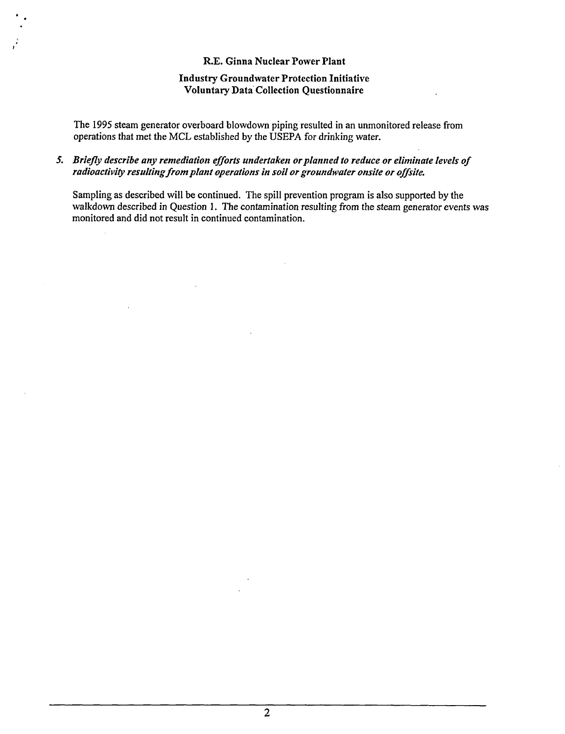**R.E. Ginna Nuclear Power Plant**

**Industry Groundwater Protection Initiative**
**Voluntary Data Collection Questionnaire**

The 1995 steam generator overboard blowdown piping resulted in an unmonitored release from operations that met the MCL established by the USEPA for drinking water.

5. *Briefly describe any remediation efforts undertaken or planned to reduce or eliminate levels of radioactivity resulting from plant operations in soil or groundwater onsite or offsite.*

Sampling as described will be continued. The spill prevention program is also supported by the walkdown described in Question 1. The contamination resulting from the steam generator events was monitored and did not result in continued contamination.